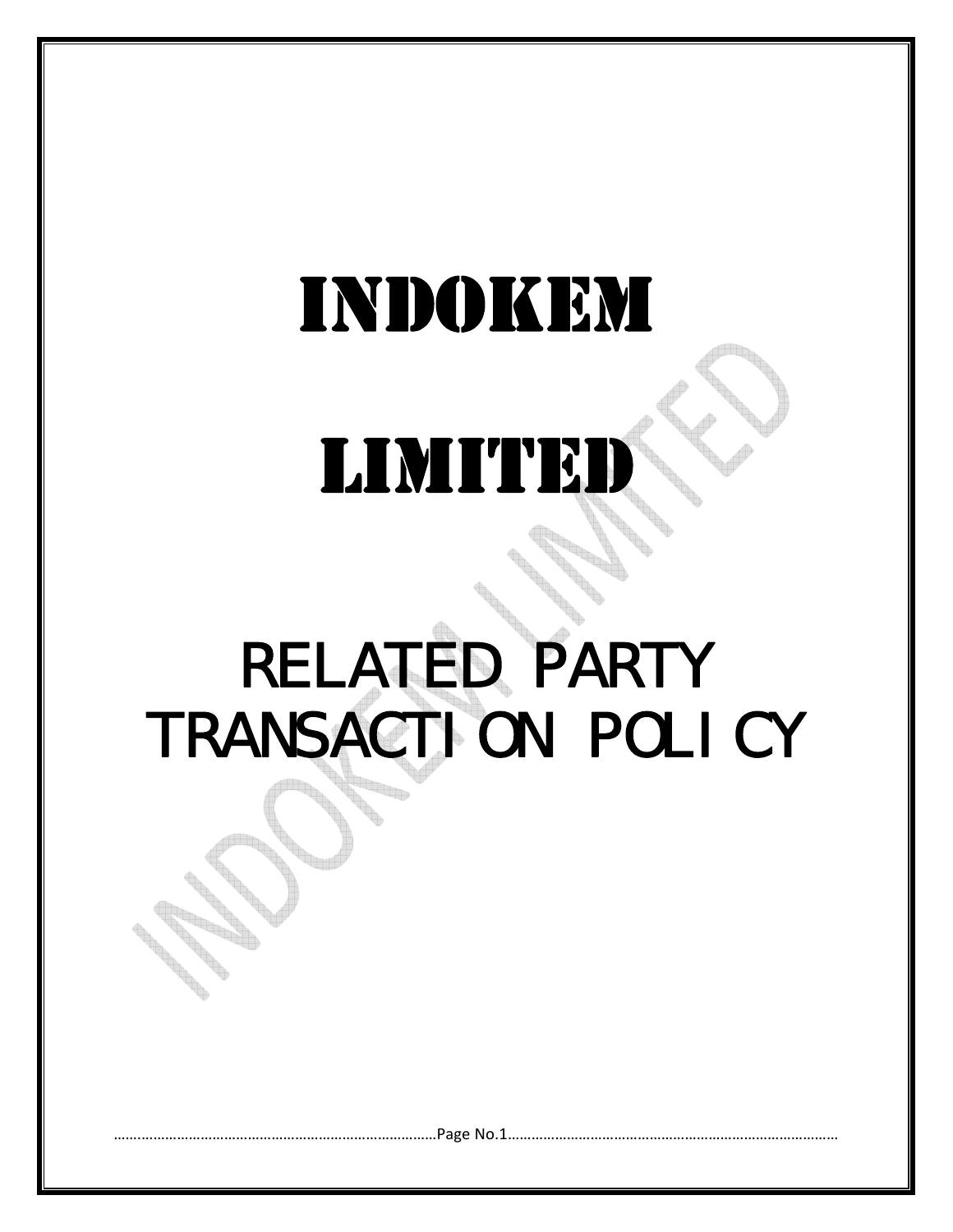# INDOKEM

# LIMITED

# RELATED PARTY TRANSACTION POLICY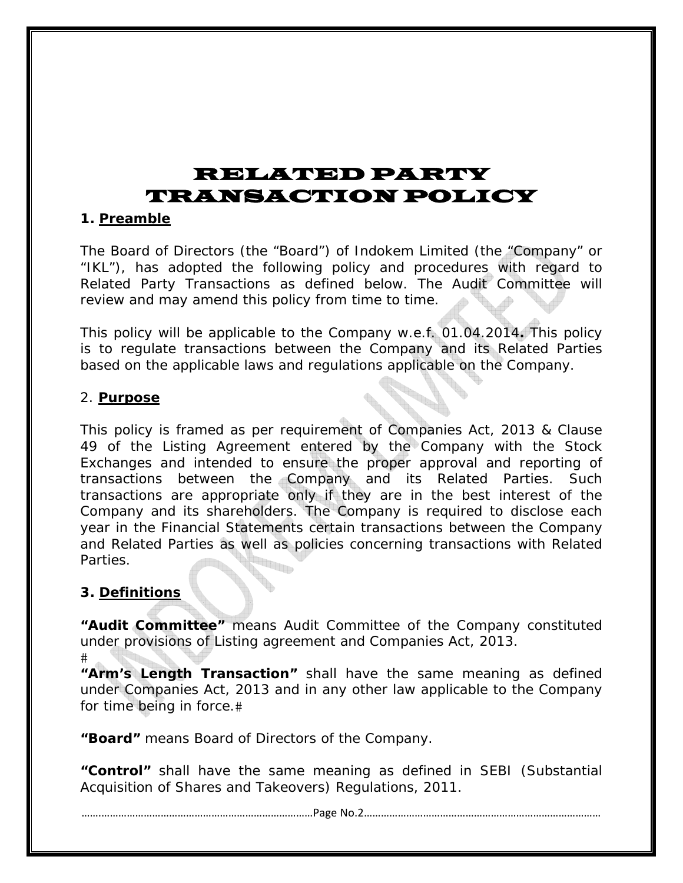# RELATED PARTY TRANSACTION POLICY

## 1. Preamble

The Board of Directors (the "Board") of Indokem Limited (the "Company" or "IKL"), has adopted the following policy and procedures with regard to Related Party Transactions as defined below. The Audit Committee will review and may amend this policy from time to time.

This policy will be applicable to the Company w.e.f. 01.04.2014**.** This policy is to regulate transactions between the Company and its Related Parties based on the applicable laws and regulations applicable on the Company.

## 2. Purpose

This policy is framed as per requirement of Companies Act, 2013 & Clause 49 of the Listing Agreement entered by the Company with the Stock Exchanges and intended to ensure the proper approval and reporting of transactions between the Company and its Related Parties. Such transactions are appropriate only if they are in the best interest of the Company and its shareholders. The Company is required to disclose each year in the Financial Statements certain transactions between the Company and Related Parties as well as policies concerning transactions with Related Parties.

## 3. Definitions

**"Audit Committee"** means Audit Committee of the Company constituted under provisions of Listing agreement and Companies Act, 2013.
#
**"Arm's Length Transaction"** shall have the same meaning as defined under Companies Act, 2013 and in any other law applicable to the Company for time being in force.#

**"Board"** means Board of Directors of the Company.

**"Control"** shall have the same meaning as defined in SEBI (Substantial Acquisition of Shares and Takeovers) Regulations, 2011.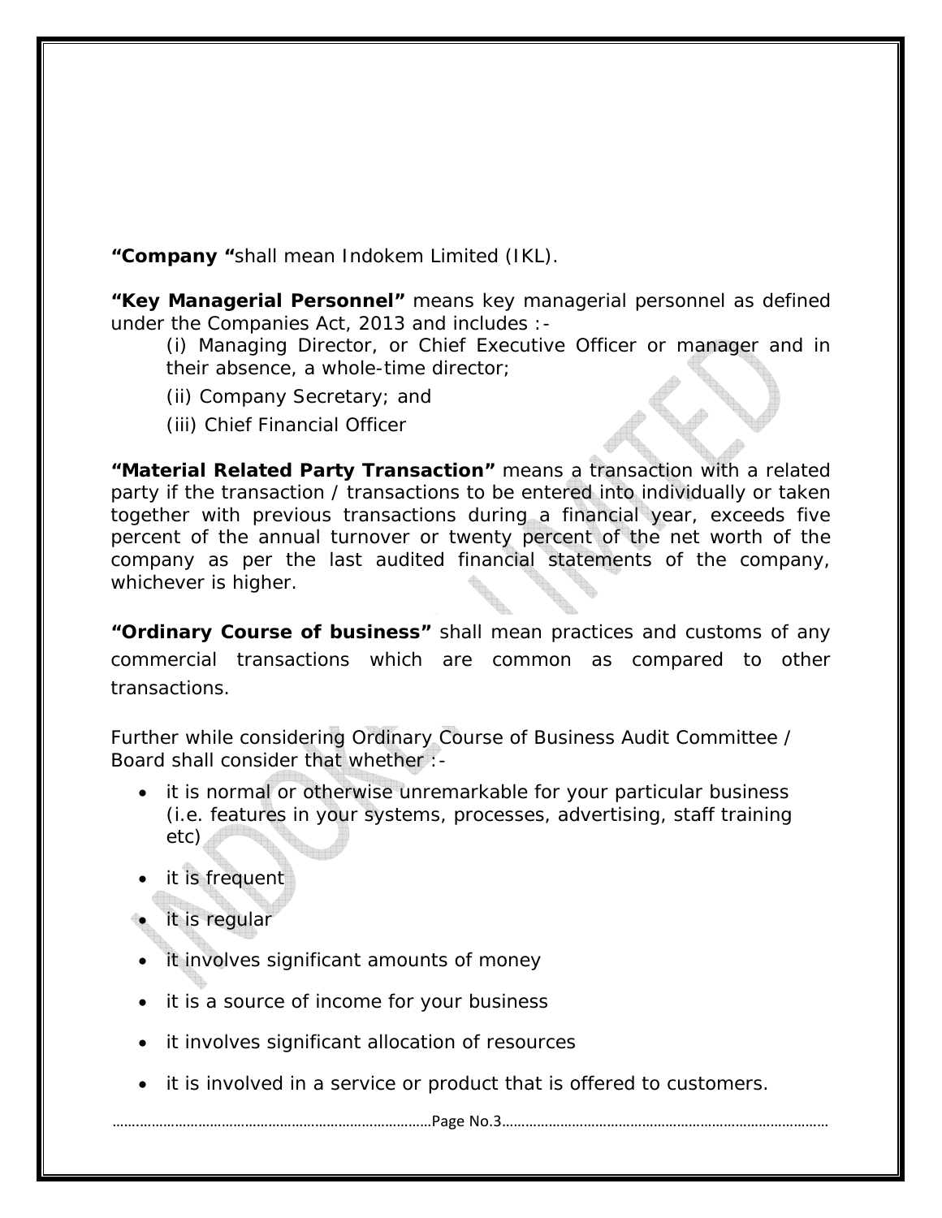**“Company “**shall mean Indokem Limited (IKL).

**“Key Managerial Personnel”** means key managerial personnel as defined under the Companies Act, 2013 and includes :-

(i) Managing Director, or Chief Executive Officer or manager and in their absence, a whole-time director;

(ii) Company Secretary; and

(iii) Chief Financial Officer

**“Material Related Party Transaction”** means a transaction with a related party if the transaction / transactions to be entered into individually or taken together with previous transactions during a financial year, exceeds five percent of the annual turnover or twenty percent of the net worth of the company as per the last audited financial statements of the company, whichever is higher.

**“Ordinary Course of business”** shall mean practices and customs of any commercial transactions which are common as compared to other transactions.

Further while considering Ordinary Course of Business Audit Committee / Board shall consider that whether :-

- it is normal or otherwise unremarkable for your particular business (i.e. features in your systems, processes, advertising, staff training etc)
- it is frequent
- it is regular
- it involves significant amounts of money
- it is a source of income for your business
- it involves significant allocation of resources
- it is involved in a service or product that is offered to customers.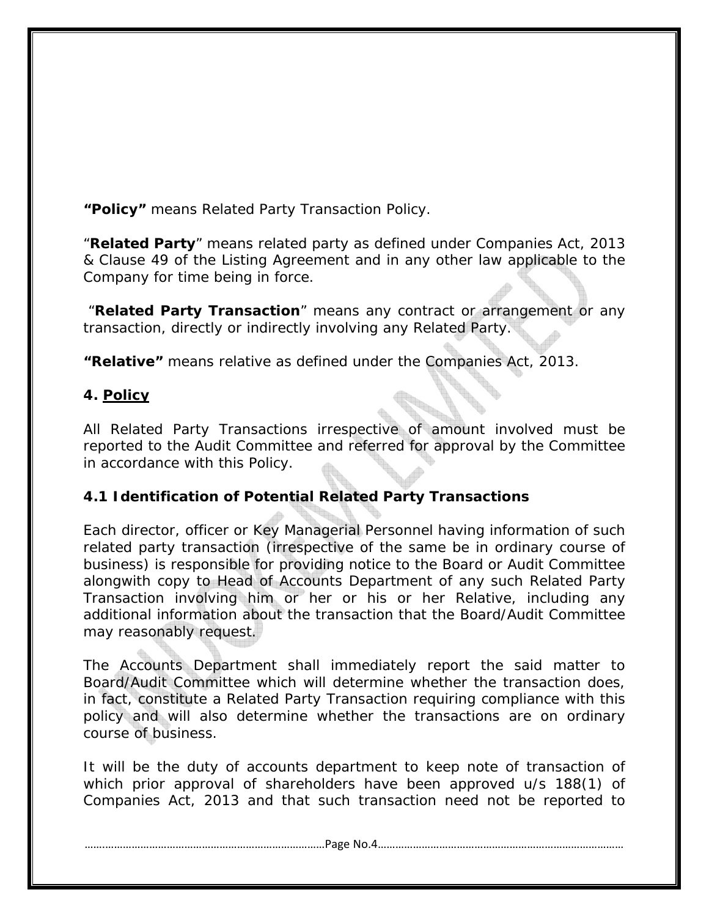**"Policy"** means Related Party Transaction Policy.

"**Related Party**" means related party as defined under Companies Act, 2013 & Clause 49 of the Listing Agreement and in any other law applicable to the Company for time being in force.

"**Related Party Transaction**" means any contract or arrangement or any transaction, directly or indirectly involving any Related Party.

**"Relative"** means relative as defined under the Companies Act, 2013.

## 4. Policy

All Related Party Transactions irrespective of amount involved must be reported to the Audit Committee and referred for approval by the Committee in accordance with this Policy.

### 4.1 Identification of Potential Related Party Transactions

Each director, officer or Key Managerial Personnel having information of such related party transaction (irrespective of the same be in ordinary course of business) is responsible for providing notice to the Board or Audit Committee alongwith copy to Head of Accounts Department of any such Related Party Transaction involving him or her or his or her Relative, including any additional information about the transaction that the Board/Audit Committee may reasonably request.

The Accounts Department shall immediately report the said matter to Board/Audit Committee which will determine whether the transaction does, in fact, constitute a Related Party Transaction requiring compliance with this policy and will also determine whether the transactions are on ordinary course of business.

It will be the duty of accounts department to keep note of transaction of which prior approval of shareholders have been approved u/s 188(1) of Companies Act, 2013 and that such transaction need not be reported to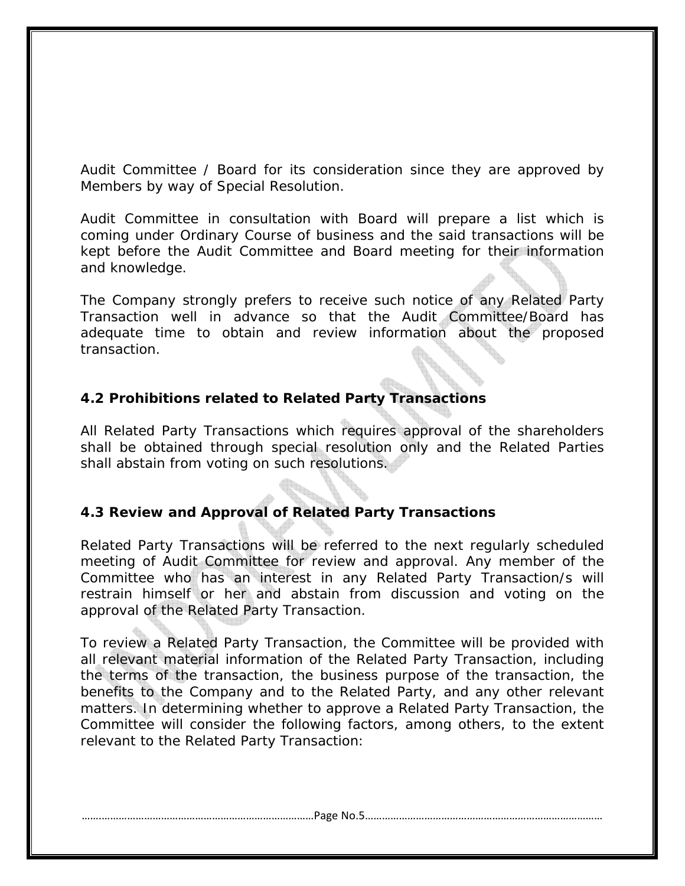Audit Committee / Board for its consideration since they are approved by Members by way of Special Resolution.

Audit Committee in consultation with Board will prepare a list which is coming under Ordinary Course of business and the said transactions will be kept before the Audit Committee and Board meeting for their information and knowledge.

The Company strongly prefers to receive such notice of any Related Party Transaction well in advance so that the Audit Committee/Board has adequate time to obtain and review information about the proposed transaction.

### 4.2 Prohibitions related to Related Party Transactions

All Related Party Transactions which requires approval of the shareholders shall be obtained through special resolution only and the Related Parties shall abstain from voting on such resolutions.

### 4.3 Review and Approval of Related Party Transactions

Related Party Transactions will be referred to the next regularly scheduled meeting of Audit Committee for review and approval. Any member of the Committee who has an interest in any Related Party Transaction/s will restrain himself or her and abstain from discussion and voting on the approval of the Related Party Transaction.

To review a Related Party Transaction, the Committee will be provided with all relevant material information of the Related Party Transaction, including the terms of the transaction, the business purpose of the transaction, the benefits to the Company and to the Related Party, and any other relevant matters. In determining whether to approve a Related Party Transaction, the Committee will consider the following factors, among others, to the extent relevant to the Related Party Transaction: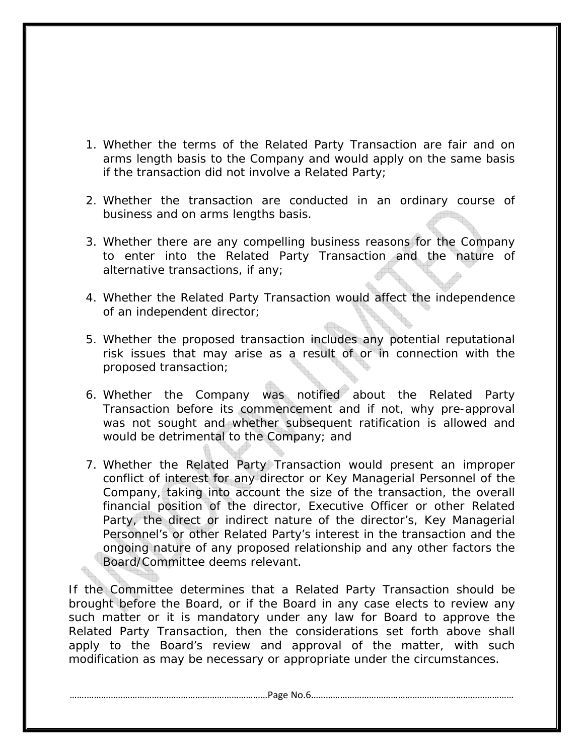1. Whether the terms of the Related Party Transaction are fair and on arms length basis to the Company and would apply on the same basis if the transaction did not involve a Related Party;

2. Whether the transaction are conducted in an ordinary course of business and on arms lengths basis.

3. Whether there are any compelling business reasons for the Company to enter into the Related Party Transaction and the nature of alternative transactions, if any;

4. Whether the Related Party Transaction would affect the independence of an independent director;

5. Whether the proposed transaction includes any potential reputational risk issues that may arise as a result of or in connection with the proposed transaction;

6. Whether the Company was notified about the Related Party Transaction before its commencement and if not, why pre-approval was not sought and whether subsequent ratification is allowed and would be detrimental to the Company; and

7. Whether the Related Party Transaction would present an improper conflict of interest for any director or Key Managerial Personnel of the Company, taking into account the size of the transaction, the overall financial position of the director, Executive Officer or other Related Party, the direct or indirect nature of the director's, Key Managerial Personnel's or other Related Party's interest in the transaction and the ongoing nature of any proposed relationship and any other factors the Board/Committee deems relevant.

If the Committee determines that a Related Party Transaction should be brought before the Board, or if the Board in any case elects to review any such matter or it is mandatory under any law for Board to approve the Related Party Transaction, then the considerations set forth above shall apply to the Board's review and approval of the matter, with such modification as may be necessary or appropriate under the circumstances.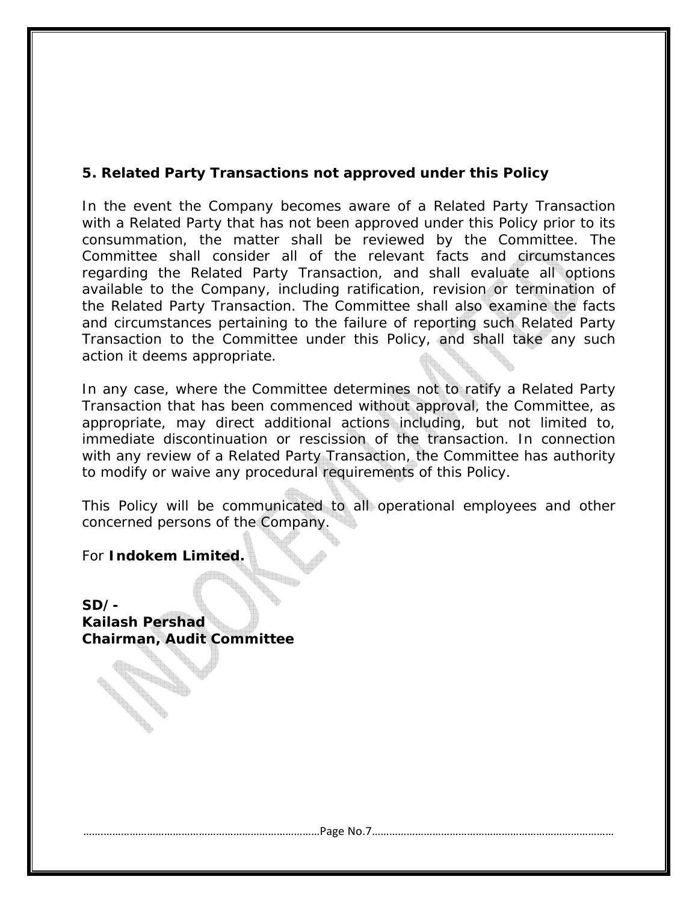## 5. Related Party Transactions not approved under this Policy

In the event the Company becomes aware of a Related Party Transaction with a Related Party that has not been approved under this Policy prior to its consummation, the matter shall be reviewed by the Committee. The Committee shall consider all of the relevant facts and circumstances regarding the Related Party Transaction, and shall evaluate all options available to the Company, including ratification, revision or termination of the Related Party Transaction. The Committee shall also examine the facts and circumstances pertaining to the failure of reporting such Related Party Transaction to the Committee under this Policy, and shall take any such action it deems appropriate.

In any case, where the Committee determines not to ratify a Related Party Transaction that has been commenced without approval, the Committee, as appropriate, may direct additional actions including, but not limited to, immediate discontinuation or rescission of the transaction. In connection with any review of a Related Party Transaction, the Committee has authority to modify or waive any procedural requirements of this Policy.

This Policy will be communicated to all operational employees and other concerned persons of the Company.

For **Indokem Limited.**

**SD/-**
**Kailash Pershad**
**Chairman, Audit Committee**